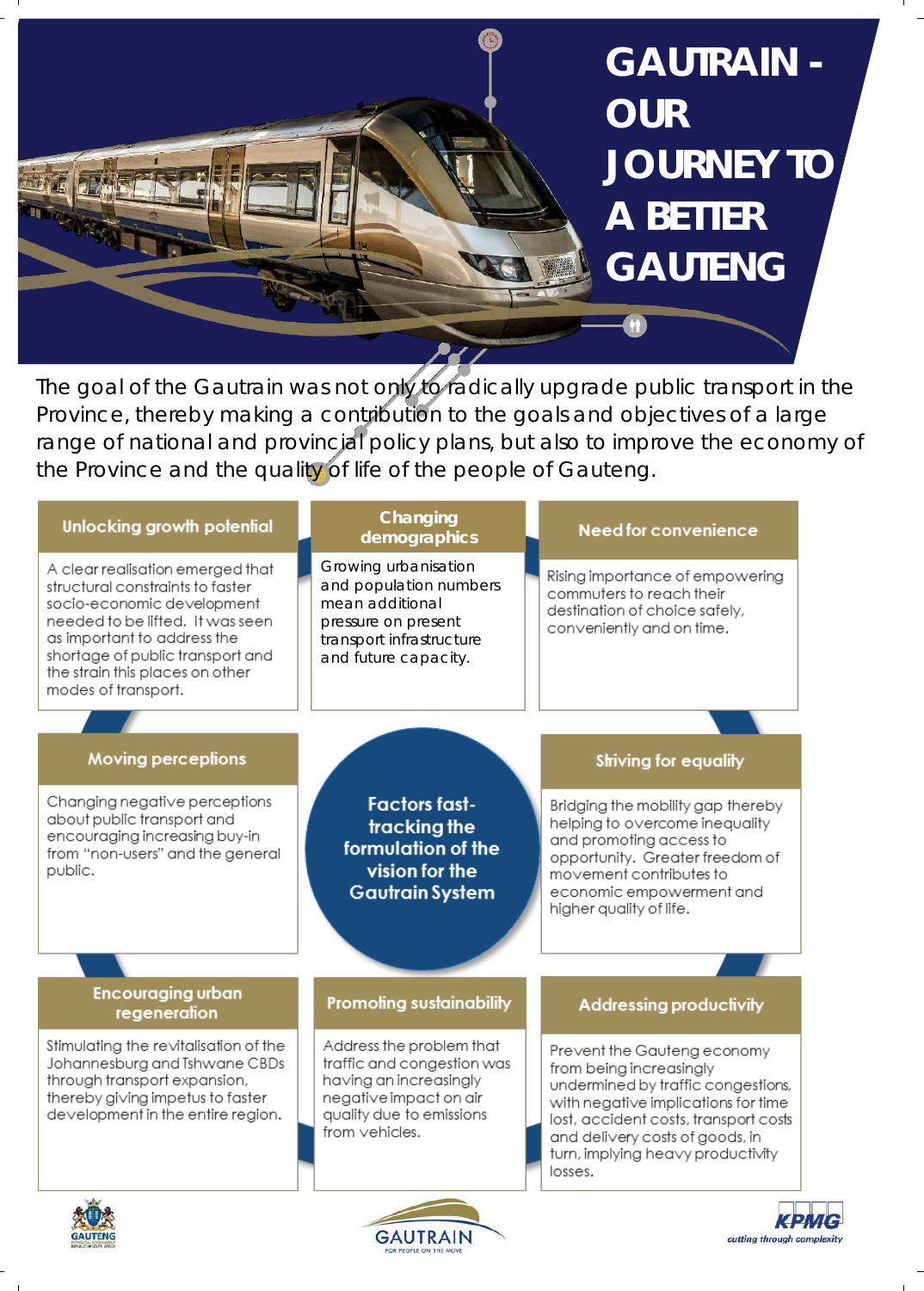# GAUTRAIN - OUR JOURNEY TO A BETTER GAUTENG

The goal of the Gautrain was not only to radically upgrade public transport in the Province, thereby making a contribution to the goals and objectives of a large range of national and provincial policy plans, but also to improve the economy of the Province and the quality of life of the people of Gauteng.

## Factors fast-tracking the formulation of the vision for the Gautrain System

### Unlocking growth potential

A clear realisation emerged that structural constraints to faster socio-economic development needed to be lifted. It was seen as important to address the shortage of public transport and the strain this places on other modes of transport.

### Changing demographics

Growing urbanisation and population numbers mean additional pressure on present transport infrastructure and future capacity.

### Need for convenience

Rising importance of empowering commuters to reach their destination of choice safely, conveniently and on time.

### Moving perceptions

Changing negative perceptions about public transport and encouraging increasing buy-in from "non-users" and the general public.

### Striving for equality

Bridging the mobility gap thereby helping to overcome inequality and promoting access to opportunity. Greater freedom of movement contributes to economic empowerment and higher quality of life.

### Encouraging urban regeneration

Stimulating the revitalisation of the Johannesburg and Tshwane CBDs through transport expansion, thereby giving impetus to faster development in the entire region.

### Promoting sustainability

Address the problem that traffic and congestion was having an increasingly negative impact on air quality due to emissions from vehicles.

### Addressing productivity

Prevent the Gauteng economy from being increasingly undermined by traffic congestions, with negative implications for time lost, accident costs, transport costs and delivery costs of goods, in turn, implying heavy productivity losses.

GAUTENG | GAUTRAIN FOR PEOPLE ON THE MOVE | KPMG cutting through complexity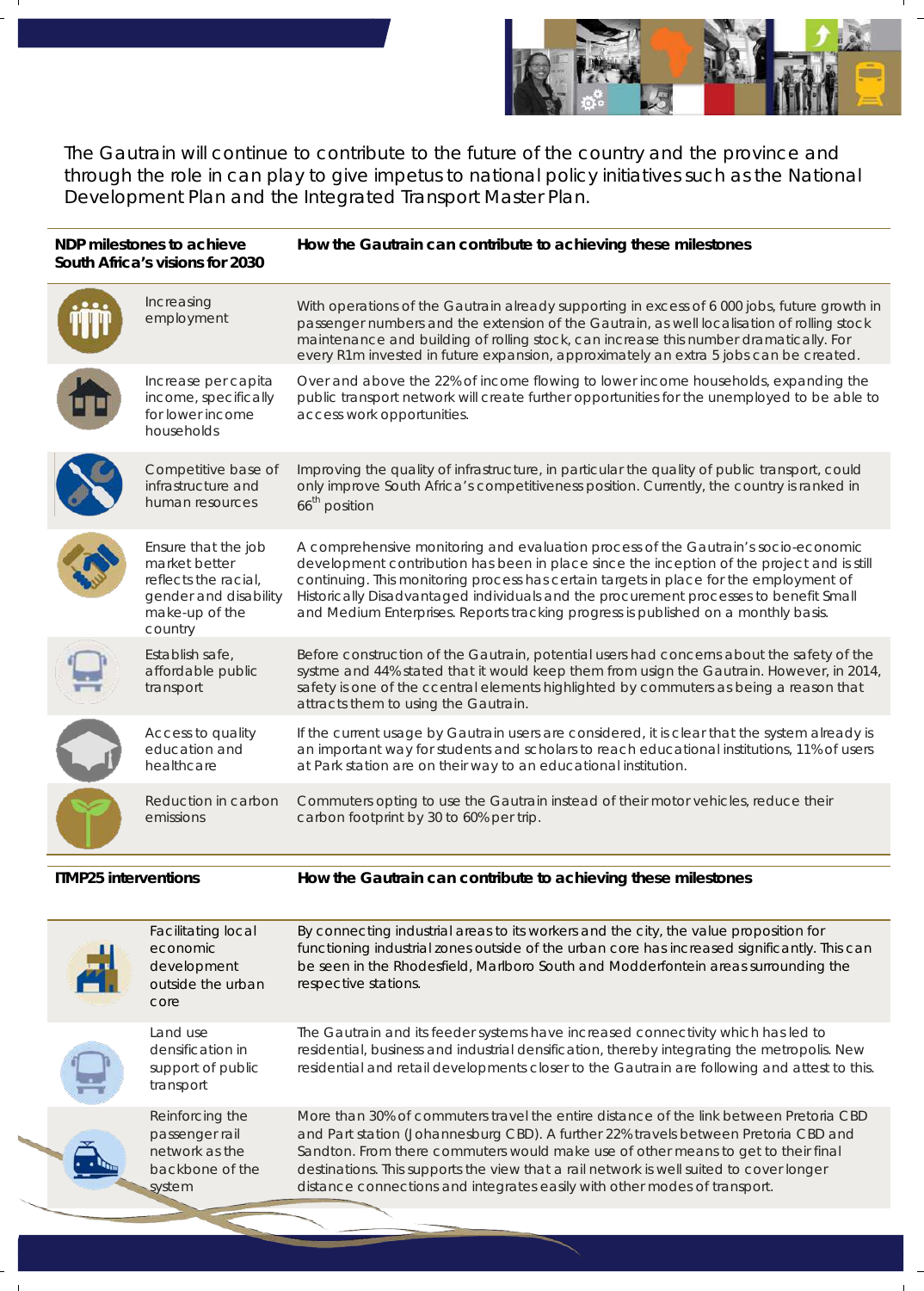The Gautrain will continue to contribute to the future of the country and the province and through the role in can play to give impetus to national policy initiatives such as the National Development Plan and the Integrated Transport Master Plan.

| NDP milestones to achieve South Africa's visions for 2030 | How the Gautrain can contribute to achieving these milestones |
|---|---|
| Increasing employment | With operations of the Gautrain already supporting in excess of 6 000 jobs, future growth in passenger numbers and the extension of the Gautrain, as well localisation of rolling stock maintenance and building of rolling stock, can increase this number dramatically. For every R1m invested in future expansion, approximately an extra 5 jobs can be created. |
| Increase per capita income, specifically for lower income households | Over and above the 22% of income flowing to lower income households, expanding the public transport network will create further opportunities for the unemployed to be able to access work opportunities. |
| Competitive base of infrastructure and human resources | Improving the quality of infrastructure, in particular the quality of public transport, could only improve South Africa's competitiveness position. Currently, the country is ranked in 66th position |
| Ensure that the job market better reflects the racial, gender and disability make-up of the country | A comprehensive monitoring and evaluation process of the Gautrain's socio-economic development contribution has been in place since the inception of the project and is still continuing. This monitoring process has certain targets in place for the employment of Historically Disadvantaged individuals and the procurement processes to benefit Small and Medium Enterprises. Reports tracking progress is published on a monthly basis. |
| Establish safe, affordable public transport | Before construction of the Gautrain, potential users had concerns about the safety of the systme and 44% stated that it would keep them from usign the Gautrain. However, in 2014, safety is one of the ccentral elements highlighted by commuters as being a reason that attracts them to using the Gautrain. |
| Access to quality education and healthcare | If the current usage by Gautrain users are considered, it is clear that the system already is an important way for students and scholars to reach educational institutions, 11% of users at Park station are on their way to an educational institution. |
| Reduction in carbon emissions | Commuters opting to use the Gautrain instead of their motor vehicles, reduce their carbon footprint by 30 to 60% per trip. |

| ITMP25 interventions | How the Gautrain can contribute to achieving these milestones |
|---|---|
| Facilitating local economic development outside the urban core | By connecting industrial areas to its workers and the city, the value proposition for functioning industrial zones outside of the urban core has increased significantly. This can be seen in the Rhodesfield, Marlboro South and Modderfontein areas surrounding the respective stations. |
| Land use densification in support of public transport | The Gautrain and its feeder systems have increased connectivity which has led to residential, business and industrial densification, thereby integrating the metropolis. New residential and retail developments closer to the Gautrain are following and attest to this. |
| Reinforcing the passenger rail network as the backbone of the system | More than 30% of commuters travel the entire distance of the link between Pretoria CBD and Part station (Johannesburg CBD). A further 22% travels between Pretoria CBD and Sandton. From there commuters would make use of other means to get to their final destinations. This supports the view that a rail network is well suited to cover longer distance connections and integrates easily with other modes of transport. |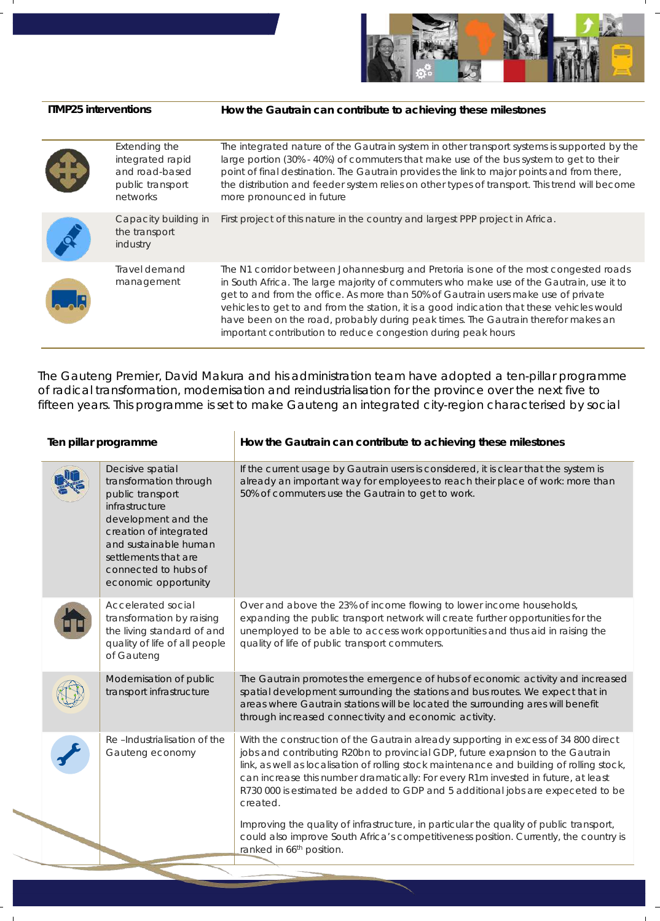| ITMP25 interventions | | How the Gautrain can contribute to achieving these milestones |
|---|---|---|
| | Extending the integrated rapid and road-based public transport networks | The integrated nature of the Gautrain system in other transport systems is supported by the large portion (30% - 40%) of commuters that make use of the bus system to get to their point of final destination. The Gautrain provides the link to major points and from there, the distribution and feeder system relies on other types of transport. This trend will become more pronounced in future |
| | Capacity building in the transport industry | First project of this nature in the country and largest PPP project in Africa. |
| | Travel demand management | The N1 corridor between Johannesburg and Pretoria is one of the most congested roads in South Africa. The large majority of commuters who make use of the Gautrain, use it to get to and from the office. As more than 50% of Gautrain users make use of private vehicles to get to and from the station, it is a good indication that these vehicles would have been on the road, probably during peak times. The Gautrain therefor makes an important contribution to reduce congestion during peak hours |

The Gauteng Premier, David Makura and his administration team have adopted a ten-pillar programme of radical transformation, modernisation and reindustrialisation for the province over the next five to fifteen years. This programme is set to make Gauteng an integrated city-region characterised by social

| Ten pillar programme | | How the Gautrain can contribute to achieving these milestones |
|---|---|---|
| | Decisive spatial transformation through public transport infrastructure development and the creation of integrated and sustainable human settlements that are connected to hubs of economic opportunity | If the current usage by Gautrain users is considered, it is clear that the system is already an important way for employees to reach their place of work: more than 50% of commuters use the Gautrain to get to work. |
| | Accelerated social transformation by raising the living standard of and quality of life of all people of Gauteng | Over and above the 23% of income flowing to lower income households, expanding the public transport network will create further opportunities for the unemployed to be able to access work opportunities and thus aid in raising the quality of life of public transport commuters. |
| | Modernisation of public transport infrastructure | The Gautrain promotes the emergence of hubs of economic activity and increased spatial development surrounding the stations and bus routes. We expect that in areas where Gautrain stations will be located the surrounding ares will benefit through increased connectivity and economic activity. |
| | Re –Industrialisation of the Gauteng economy | With the construction of the Gautrain already supporting in excess of 34 800 direct jobs and contributing R20bn to provincial GDP, future exapnsion to the Gautrain link, as well as localisation of rolling stock maintenance and building of rolling stock, can increase this number dramatically: For every R1m invested in future, at least R730 000 is estimated be added to GDP and 5 additional jobs are expeceted to be created.<br><br>Improving the quality of infrastructure, in particular the quality of public transport, could also improve South Africa's competitiveness position. Currently, the country is ranked in 66th position. |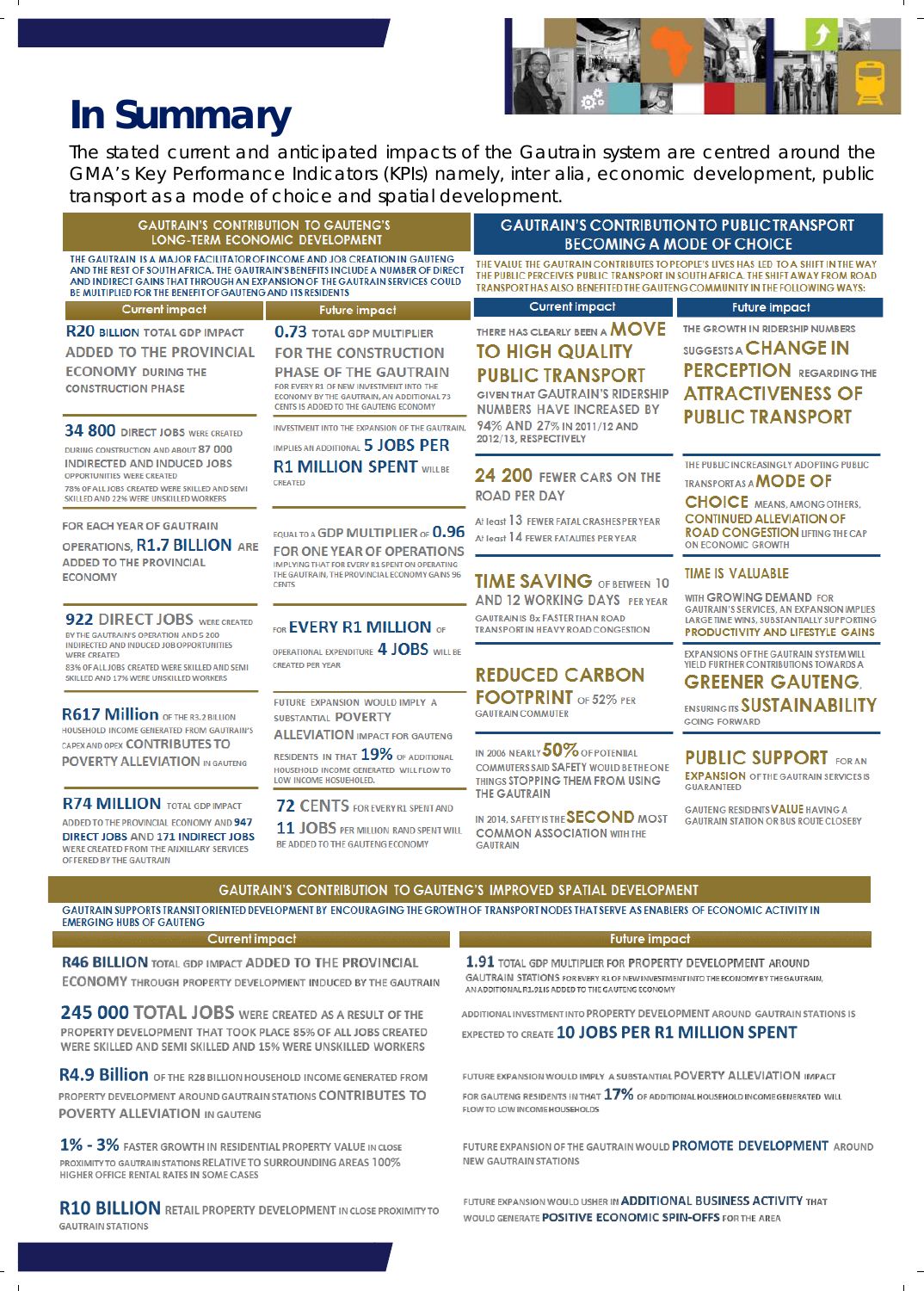# In Summary

The stated current and anticipated impacts of the Gautrain system are centred around the GMA's Key Performance Indicators (KPIs) namely, inter alia, economic development, public transport as a mode of choice and spatial development.

## GAUTRAIN'S CONTRIBUTION TO GAUTENG'S LONG-TERM ECONOMIC DEVELOPMENT

THE GAUTRAIN IS A MAJOR FACILITATOR OF INCOME AND JOB CREATION IN GAUTENG AND THE REST OF SOUTH AFRICA. THE GAUTRAIN'S BENEFITS INCLUDE A NUMBER OF DIRECT AND INDIRECT GAINS THAT THROUGH AN EXPANSION OF THE GAUTRAIN SERVICES COULD BE MULTIPLIED FOR THE BENEFIT OF GAUTENG AND ITS RESIDENTS

### Current impact

**R20 BILLION** TOTAL GDP IMPACT ADDED TO THE PROVINCIAL ECONOMY DURING THE CONSTRUCTION PHASE

**34 800** DIRECT JOBS WERE CREATED DURING CONSTRUCTION AND ABOUT 87 000 INDIRECTED AND INDUCED JOBS OPPORTUNITIES WERE CREATED

78% OF ALL JOBS CREATED WERE SKILLED AND SEMI SKILLED AND 22% WERE UNSKILLED WORKERS

FOR EACH YEAR OF GAUTRAIN OPERATIONS, **R1.7 BILLION** ARE ADDED TO THE PROVINCIAL ECONOMY

**922 DIRECT JOBS** WERE CREATED BY THE GAUTRAIN'S OPERATION AND 5 200 INDIRECTED AND INDUCED JOB OPPORTUNITIES WERE CREATED

83% OF ALL JOBS CREATED WERE SKILLED AND SEMI SKILLED AND 17% WERE UNSKILLED WORKERS

**R617 Million** OF THE R3.2 BILLION HOUSEHOLD INCOME GENERATED FROM GAUTRAIN'S CAPEX AND OPEX CONTRIBUTES TO POVERTY ALLEVIATION IN GAUTENG

**R74 MILLION** TOTAL GDP IMPACT ADDED TO THE PROVINCIAL ECONOMY AND **947 DIRECT JOBS** AND **171 INDIRECT JOBS** WERE CREATED FROM THE ANXILLARY SERVICES OFFERED BY THE GAUTRAIN

### Future impact

**0.73** TOTAL GDP MULTIPLIER FOR THE CONSTRUCTION PHASE OF THE GAUTRAIN

FOR EVERY R1 OF NEW INVESTMENT INTO THE ECONOMY BY THE GAUTRAIN, AN ADDITIONAL 73 CENTS IS ADDED TO THE GAUTENG ECONOMY

INVESTMENT INTO THE EXPANSION OF THE GAUTRAIN, IMPLIES AN ADDITIONAL **5 JOBS PER R1 MILLION SPENT** WILL BE CREATED

EQUAL TO A **GDP MULTIPLIER** OF **0.96** FOR ONE YEAR OF OPERATIONS IMPLYING THAT FOR EVERY R1 SPENT ON OPERATING THE GAUTRAIN, THE PROVINCIAL ECONOMY GAINS 96 CENTS

FOR **EVERY R1 MILLION** OF OPERATIONAL EXPENDITURE **4 JOBS** WILL BE CREATED PER YEAR

FUTURE EXPANSION WOULD IMPLY A SUBSTANTIAL POVERTY ALLEVIATION IMPACT FOR GAUTENG RESIDENTS IN THAT **19%** OF ADDITIONAL HOUSEHOLD INCOME GENERATED WILL FLOW TO LOW INCOME HOUSEHOLDS.

**72 CENTS** FOR EVERY R1 SPENT AND **11 JOBS** PER MILLION RAND SPENT WILL BE ADDED TO THE GAUTENG ECONOMY

## GAUTRAIN'S CONTRIBUTION TO PUBLIC TRANSPORT BECOMING A MODE OF CHOICE

THE VALUE THE GAUTRAIN CONTRIBUTES TO PEOPLE'S LIVES HAS LED TO A SHIFT IN THE WAY THE PUBLIC PERCEIVES PUBLIC TRANSPORT IN SOUTH AFRICA. THE SHIFT AWAY FROM ROAD TRANSPORT HAS ALSO BENEFITED THE GAUTENG COMMUNITY IN THE FOLLOWING WAYS:

### Current impact

THERE HAS CLEARLY BEEN A **MOVE TO HIGH QUALITY PUBLIC TRANSPORT** GIVEN THAT GAUTRAIN'S RIDERSHIP NUMBERS HAVE INCREASED BY 94% AND 27% IN 2011/12 AND 2012/13, RESPECTIVELY

**24 200** FEWER CARS ON THE ROAD PER DAY

At least 13 FEWER FATAL CRASHES PER YEAR

At least 14 FEWER FATALITIES PER YEAR

**TIME SAVING** OF BETWEEN 10 AND 12 WORKING DAYS PER YEAR

GAUTRAIN IS 8x FASTER THAN ROAD TRANSPORT IN HEAVY ROAD CONGESTION

**REDUCED CARBON FOOTPRINT** OF 52% PER GAUTRAIN COMMUTER

IN 2006 NEARLY **50%** OF POTENTIAL COMMUTERS SAID SAFETY WOULD BE THE ONE THINGS STOPPING THEM FROM USING THE GAUTRAIN

IN 2014, SAFETY IS THE **SECOND** MOST COMMON ASSOCIATION WITH THE GAUTRAIN

### Future impact

THE GROWTH IN RIDERSHIP NUMBERS SUGGESTS A **CHANGE IN PERCEPTION** REGARDING THE **ATTRACTIVENESS OF PUBLIC TRANSPORT**

THE PUBLIC INCREASINGLY ADOPTING PUBLIC TRANSPORT AS A **MODE OF CHOICE** MEANS, AMONG OTHERS, CONTINUED ALLEVIATION OF ROAD CONGESTION LIFTING THE CAP ON ECONOMIC GROWTH

**TIME IS VALUABLE**

WITH GROWING DEMAND FOR GAUTRAIN'S SERVICES, AN EXPANSION IMPLIES LARGE TIME WINS, SUBSTANTIALLY SUPPORTING PRODUCTIVITY AND LIFESTYLE GAINS

EXPANSIONS OF THE GAUTRAIN SYSTEM WILL YIELD FURTHER CONTRIBUTIONS TOWARDS A **GREENER GAUTENG**, ENSURING ITS **SUSTAINABILITY** GOING FORWARD

**PUBLIC SUPPORT** FOR AN EXPANSION OF THE GAUTRAIN SERVICES IS GUARANTEED

GAUTENG RESIDENTS VALUE HAVING A GAUTRAIN STATION OR BUS ROUTE CLOSEBY

## GAUTRAIN'S CONTRIBUTION TO GAUTENG'S IMPROVED SPATIAL DEVELOPMENT

GAUTRAIN SUPPORTS TRANSIT ORIENTED DEVELOPMENT BY ENCOURAGING THE GROWTH OF TRANSPORT NODES THAT SERVE AS ENABLERS OF ECONOMIC ACTIVITY IN EMERGING HUBS OF GAUTENG

### Current impact

**R46 BILLION** TOTAL GDP IMPACT ADDED TO THE PROVINCIAL ECONOMY THROUGH PROPERTY DEVELOPMENT INDUCED BY THE GAUTRAIN

**245 000 TOTAL JOBS** WERE CREATED AS A RESULT OF THE PROPERTY DEVELOPMENT THAT TOOK PLACE 85% OF ALL JOBS CREATED WERE SKILLED AND SEMI SKILLED AND 15% WERE UNSKILLED WORKERS

**R4.9 Billion** OF THE R28 BILLION HOUSEHOLD INCOME GENERATED FROM PROPERTY DEVELOPMENT AROUND GAUTRAIN STATIONS CONTRIBUTES TO POVERTY ALLEVIATION IN GAUTENG

**1% - 3%** FASTER GROWTH IN RESIDENTIAL PROPERTY VALUE IN CLOSE PROXIMITY TO GAUTRAIN STATIONS RELATIVE TO SURROUNDING AREAS 100% HIGHER OFFICE RENTAL RATES IN SOME CASES

**R10 BILLION** RETAIL PROPERTY DEVELOPMENT IN CLOSE PROXIMITY TO GAUTRAIN STATIONS

### Future impact

**1.91** TOTAL GDP MULTIPLIER FOR PROPERTY DEVELOPMENT AROUND GAUTRAIN STATIONS FOR EVERY R1 OF NEW INVESTMENT INTO THE ECONOMY BY THE GAUTRAIN, AN ADDITIONAL R1.91 IS ADDED TO THE GAUTENG ECONOMY

ADDITIONAL INVESTMENT INTO PROPERTY DEVELOPMENT AROUND GAUTRAIN STATIONS IS EXPECTED TO CREATE **10 JOBS PER R1 MILLION SPENT**

FUTURE EXPANSION WOULD IMPLY A SUBSTANTIAL POVERTY ALLEVIATION IMPACT FOR GAUTENG RESIDENTS IN THAT **17%** OF ADDITIONAL HOUSEHOLD INCOME GENERATED WILL FLOW TO LOW INCOME HOUSEHOLDS

FUTURE EXPANSION OF THE GAUTRAIN WOULD **PROMOTE DEVELOPMENT** AROUND NEW GAUTRAIN STATIONS

FUTURE EXPANSION WOULD USHER IN **ADDITIONAL BUSINESS ACTIVITY** THAT WOULD GENERATE **POSITIVE ECONOMIC SPIN-OFFS** FOR THE AREA